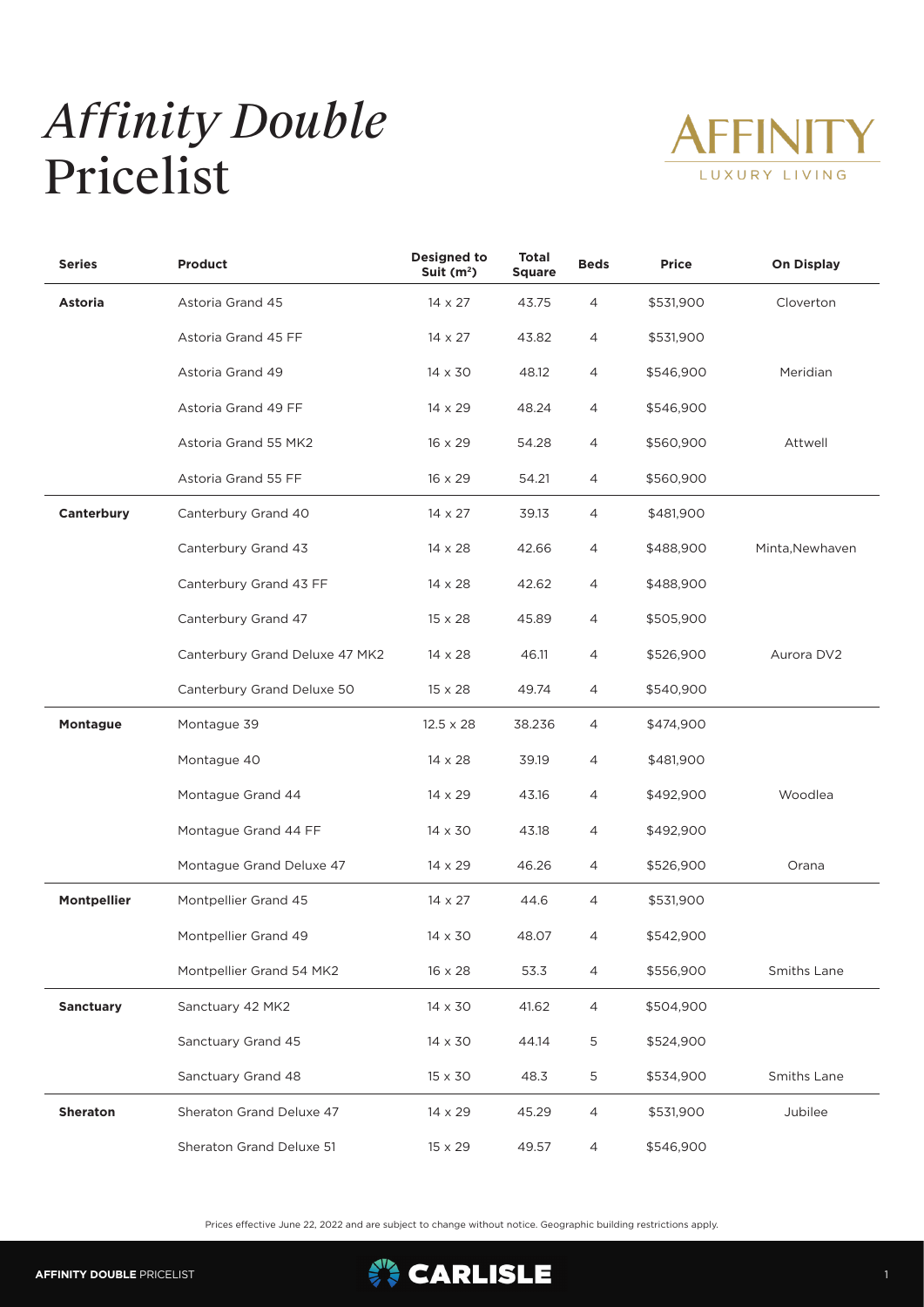# *Affinity Double* Pricelist

AFFINITY LUXURY LIVING

| Series | Product | Designed to Suit (m²) | Total Square | Beds | Price | On Display |
|---|---|---|---|---|---|---|
| **Astoria** | Astoria Grand 45 | 14 x 27 | 43.75 | 4 | $531,900 | Cloverton |
| | Astoria Grand 45 FF | 14 x 27 | 43.82 | 4 | $531,900 | |
| | Astoria Grand 49 | 14 x 30 | 48.12 | 4 | $546,900 | Meridian |
| | Astoria Grand 49 FF | 14 x 29 | 48.24 | 4 | $546,900 | |
| | Astoria Grand 55 MK2 | 16 x 29 | 54.28 | 4 | $560,900 | Attwell |
| | Astoria Grand 55 FF | 16 x 29 | 54.21 | 4 | $560,900 | |
| **Canterbury** | Canterbury Grand 40 | 14 x 27 | 39.13 | 4 | $481,900 | |
| | Canterbury Grand 43 | 14 x 28 | 42.66 | 4 | $488,900 | Minta,Newhaven |
| | Canterbury Grand 43 FF | 14 x 28 | 42.62 | 4 | $488,900 | |
| | Canterbury Grand 47 | 15 x 28 | 45.89 | 4 | $505,900 | |
| | Canterbury Grand Deluxe 47 MK2 | 14 x 28 | 46.11 | 4 | $526,900 | Aurora DV2 |
| | Canterbury Grand Deluxe 50 | 15 x 28 | 49.74 | 4 | $540,900 | |
| **Montague** | Montague 39 | 12.5 x 28 | 38.236 | 4 | $474,900 | |
| | Montague 40 | 14 x 28 | 39.19 | 4 | $481,900 | |
| | Montague Grand 44 | 14 x 29 | 43.16 | 4 | $492,900 | Woodlea |
| | Montague Grand 44 FF | 14 x 30 | 43.18 | 4 | $492,900 | |
| | Montague Grand Deluxe 47 | 14 x 29 | 46.26 | 4 | $526,900 | Orana |
| **Montpellier** | Montpellier Grand 45 | 14 x 27 | 44.6 | 4 | $531,900 | |
| | Montpellier Grand 49 | 14 x 30 | 48.07 | 4 | $542,900 | |
| | Montpellier Grand 54 MK2 | 16 x 28 | 53.3 | 4 | $556,900 | Smiths Lane |
| **Sanctuary** | Sanctuary 42 MK2 | 14 x 30 | 41.62 | 4 | $504,900 | |
| | Sanctuary Grand 45 | 14 x 30 | 44.14 | 5 | $524,900 | |
| | Sanctuary Grand 48 | 15 x 30 | 48.3 | 5 | $534,900 | Smiths Lane |
| **Sheraton** | Sheraton Grand Deluxe 47 | 14 x 29 | 45.29 | 4 | $531,900 | Jubilee |
| | Sheraton Grand Deluxe 51 | 15 x 29 | 49.57 | 4 | $546,900 | |

Prices effective June 22, 2022 and are subject to change without notice. Geographic building restrictions apply.

**AFFINITY DOUBLE** PRICELIST

CARLISLE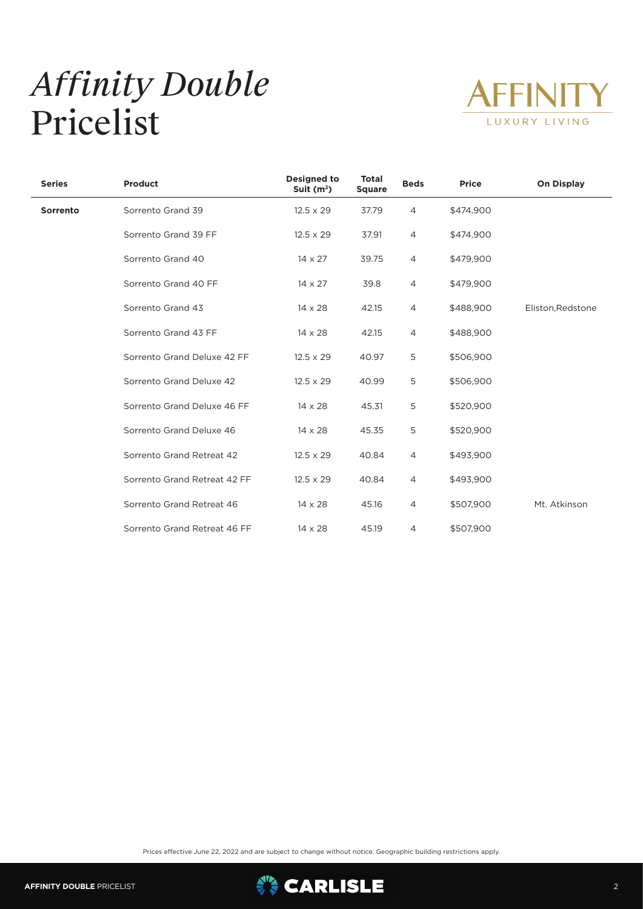# *Affinity Double* Pricelist

AFFINITY
LUXURY LIVING

| Series | Product | Designed to Suit ($m^2$) | Total Square | Beds | Price | On Display |
|---|---|---|---|---|---|---|
| **Sorrento** | Sorrento Grand 39 | 12.5 x 29 | 37.79 | 4 | $474,900 | |
| | Sorrento Grand 39 FF | 12.5 x 29 | 37.91 | 4 | $474,900 | |
| | Sorrento Grand 40 | 14 x 27 | 39.75 | 4 | $479,900 | |
| | Sorrento Grand 40 FF | 14 x 27 | 39.8 | 4 | $479,900 | |
| | Sorrento Grand 43 | 14 x 28 | 42.15 | 4 | $488,900 | Eliston,Redstone |
| | Sorrento Grand 43 FF | 14 x 28 | 42.15 | 4 | $488,900 | |
| | Sorrento Grand Deluxe 42 FF | 12.5 x 29 | 40.97 | 5 | $506,900 | |
| | Sorrento Grand Deluxe 42 | 12.5 x 29 | 40.99 | 5 | $506,900 | |
| | Sorrento Grand Deluxe 46 FF | 14 x 28 | 45.31 | 5 | $520,900 | |
| | Sorrento Grand Deluxe 46 | 14 x 28 | 45.35 | 5 | $520,900 | |
| | Sorrento Grand Retreat 42 | 12.5 x 29 | 40.84 | 4 | $493,900 | |
| | Sorrento Grand Retreat 42 FF | 12.5 x 29 | 40.84 | 4 | $493,900 | |
| | Sorrento Grand Retreat 46 | 14 x 28 | 45.16 | 4 | $507,900 | Mt. Atkinson |
| | Sorrento Grand Retreat 46 FF | 14 x 28 | 45.19 | 4 | $507,900 | |

Prices effective June 22, 2022 and are subject to change without notice. Geographic building restrictions apply.